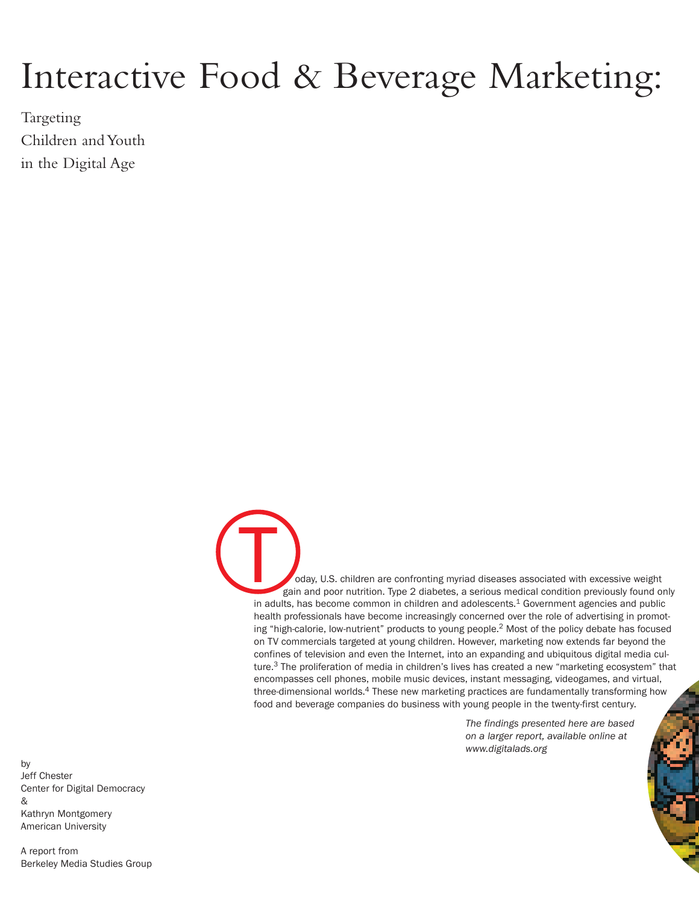# Interactive Food & Beverage Marketing:

Targeting Children and Youth in the Digital Age

Today, U.S. children are confronting myriad diseases associated with excessive weight gain and poor nutrition. Type 2 diabetes, a serious medical condition previously found only in adults, has become common in children and adolescents.[1] Government agencies and public health professionals have become increasingly concerned over the role of advertising in promoting "high-calorie, low-nutrient" products to young people.[2] Most of the policy debate has focused on TV commercials targeted at young children. However, marketing now extends far beyond the confines of television and even the Internet, into an expanding and ubiquitous digital media culture.[3] The proliferation of media in children's lives has created a new "marketing ecosystem" that encompasses cell phones, mobile music devices, instant messaging, videogames, and virtual, three-dimensional worlds.[4] These new marketing practices are fundamentally transforming how food and beverage companies do business with young people in the twenty-first century.

*The findings presented here are based on a larger report, available online at www.digitalads.org*

by
Jeff Chester
Center for Digital Democracy
&
Kathryn Montgomery
American University

A report from
Berkeley Media Studies Group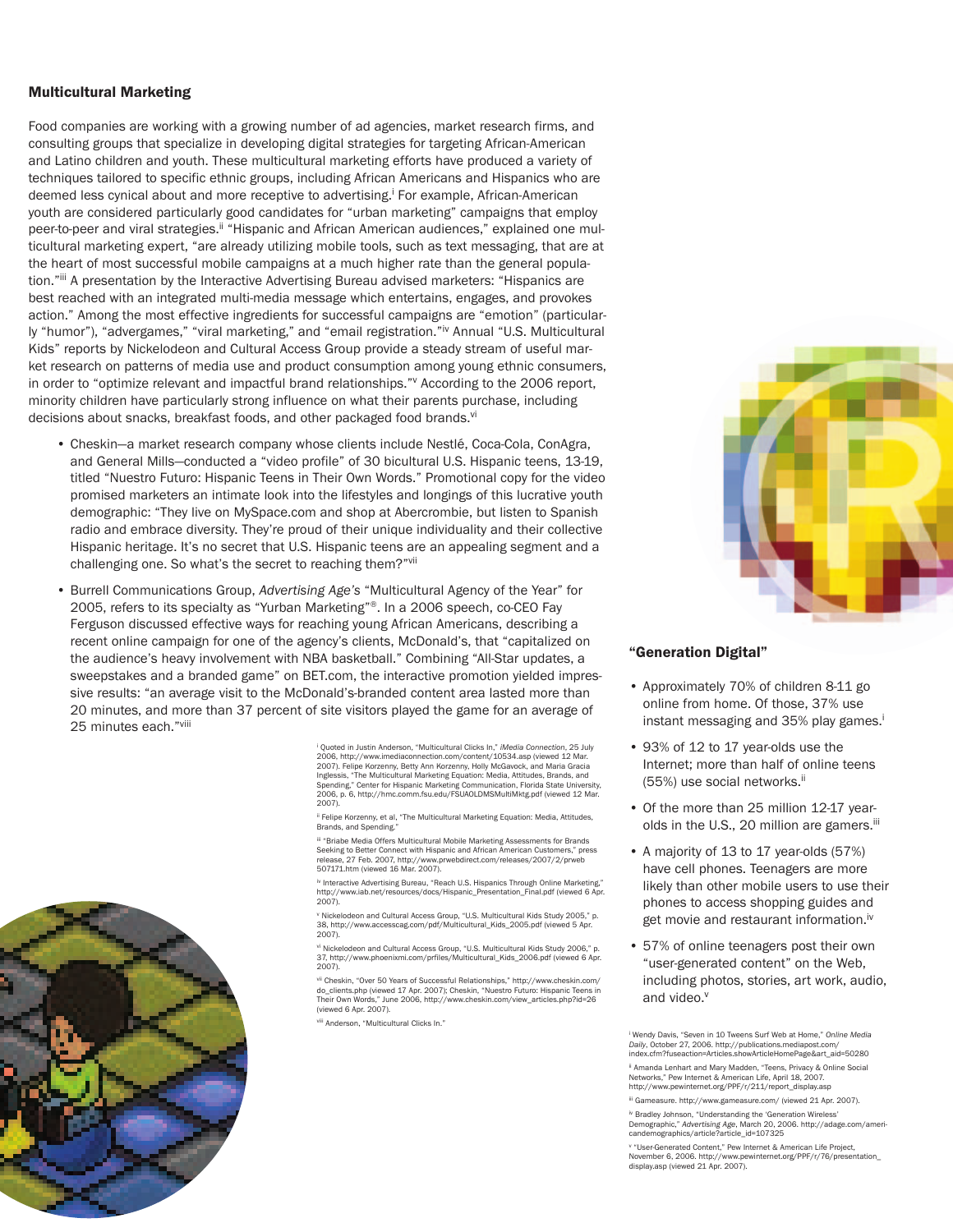## Multicultural Marketing

Food companies are working with a growing number of ad agencies, market research firms, and consulting groups that specialize in developing digital strategies for targeting African-American and Latino children and youth. These multicultural marketing efforts have produced a variety of techniques tailored to specific ethnic groups, including African Americans and Hispanics who are deemed less cynical about and more receptive to advertising.[i] For example, African-American youth are considered particularly good candidates for "urban marketing" campaigns that employ peer-to-peer and viral strategies.[ii] "Hispanic and African American audiences," explained one multicultural marketing expert, "are already utilizing mobile tools, such as text messaging, that are at the heart of most successful mobile campaigns at a much higher rate than the general population."[iii] A presentation by the Interactive Advertising Bureau advised marketers: "Hispanics are best reached with an integrated multi-media message which entertains, engages, and provokes action." Among the most effective ingredients for successful campaigns are "emotion" (particularly "humor"), "advergames," "viral marketing," and "email registration."[iv] Annual "U.S. Multicultural Kids" reports by Nickelodeon and Cultural Access Group provide a steady stream of useful market research on patterns of media use and product consumption among young ethnic consumers, in order to "optimize relevant and impactful brand relationships."[v] According to the 2006 report, minority children have particularly strong influence on what their parents purchase, including decisions about snacks, breakfast foods, and other packaged food brands.[vi]

- Cheskin—a market research company whose clients include Nestlé, Coca-Cola, ConAgra, and General Mills—conducted a "video profile" of 30 bicultural U.S. Hispanic teens, 13-19, titled "Nuestro Futuro: Hispanic Teens in Their Own Words." Promotional copy for the video promised marketers an intimate look into the lifestyles and longings of this lucrative youth demographic: "They live on MySpace.com and shop at Abercrombie, but listen to Spanish radio and embrace diversity. They're proud of their unique individuality and their collective Hispanic heritage. It's no secret that U.S. Hispanic teens are an appealing segment and a challenging one. So what's the secret to reaching them?"[vii]
- Burrell Communications Group, *Advertising Age's* "Multicultural Agency of the Year" for 2005, refers to its specialty as "Yurban Marketing"®. In a 2006 speech, co-CEO Fay Ferguson discussed effective ways for reaching young African Americans, describing a recent online campaign for one of the agency's clients, McDonald's, that "capitalized on the audience's heavy involvement with NBA basketball." Combining "All-Star updates, a sweepstakes and a branded game" on BET.com, the interactive promotion yielded impressive results: "an average visit to the McDonald's-branded content area lasted more than 20 minutes, and more than 37 percent of site visitors played the game for an average of 25 minutes each."[viii]

[i] Quoted in Justin Anderson, "Multicultural Clicks In," *iMedia Connection*, 25 July 2006, http://www.imediaconnection.com/content/10534.asp (viewed 12 Mar. 2007). Felipe Korzenny, Betty Ann Korzenny, Holly McGavock, and Maria Gracia Inglessis, "The Multicultural Marketing Equation: Media, Attitudes, Brands, and Spending," Center for Hispanic Marketing Communication, Florida State University, 2006, p. 6, http://hmc.comm.fsu.edu/FSUAOLDMSMultiMktg.pdf (viewed 12 Mar. 2007).

[ii] Felipe Korzenny, et al, "The Multicultural Marketing Equation: Media, Attitudes, Brands, and Spending."

[iii] "Briabe Media Offers Multicultural Mobile Marketing Assessments for Brands Seeking to Better Connect with Hispanic and African American Customers," press release, 27 Feb. 2007, http://www.prwebdirect.com/releases/2007/2/prweb507171.htm (viewed 16 Mar. 2007).

[iv] Interactive Advertising Bureau, "Reach U.S. Hispanics Through Online Marketing," http://www.iab.net/resources/docs/Hispanic_Presentation_Final.pdf (viewed 6 Apr. 2007).

[v] Nickelodeon and Cultural Access Group, "U.S. Multicultural Kids Study 2005," p. 38, http://www.accesscag.com/pdf/Multicultural_Kids_2005.pdf (viewed 5 Apr. 2007).

[vi] Nickelodeon and Cultural Access Group, "U.S. Multicultural Kids Study 2006," p. 37, http://www.phoenixmi.com/prfiles/Multicultural_Kids_2006.pdf (viewed 6 Apr. 2007).

[vii] Cheskin, "Over 50 Years of Successful Relationships," http://www.cheskin.com/do_clients.php (viewed 17 Apr. 2007); Cheskin, "Nuestro Futuro: Hispanic Teens in Their Own Words," June 2006, http://www.cheskin.com/view_articles.php?id=26 (viewed 6 Apr. 2007).

[viii] Anderson, "Multicultural Clicks In."

## "Generation Digital"

- Approximately 70% of children 8-11 go online from home. Of those, 37% use instant messaging and 35% play games.[i]
- 93% of 12 to 17 year-olds use the Internet; more than half of online teens (55%) use social networks.[ii]
- Of the more than 25 million 12-17 year-olds in the U.S., 20 million are gamers.[iii]
- A majority of 13 to 17 year-olds (57%) have cell phones. Teenagers are more likely than other mobile users to use their phones to access shopping guides and get movie and restaurant information.[iv]
- 57% of online teenagers post their own "user-generated content" on the Web, including photos, stories, art work, audio, and video.[v]

[i] Wendy Davis, "Seven in 10 Tweens Surf Web at Home," *Online Media Daily*, October 27, 2006. http://publications.mediapost.com/index.cfm?fuseaction=Articles.showArticleHomePage&art_aid=50280

[ii] Amanda Lenhart and Mary Madden, "Teens, Privacy & Online Social Networks," Pew Internet & American Life, April 18, 2007. http://www.pewinternet.org/PPF/r/211/report_display.asp

[iii] Gameasure. http://www.gameasure.com/ (viewed 21 Apr. 2007).

[iv] Bradley Johnson, "Understanding the 'Generation Wireless' Demographic," *Advertising Age*, March 20, 2006. http://adage.com/americandemographics/article?article_id=107325

[v] "User-Generated Content," Pew Internet & American Life Project, November 6, 2006. http://www.pewinternet.org/PPF/r/76/presentation_display.asp (viewed 21 Apr. 2007).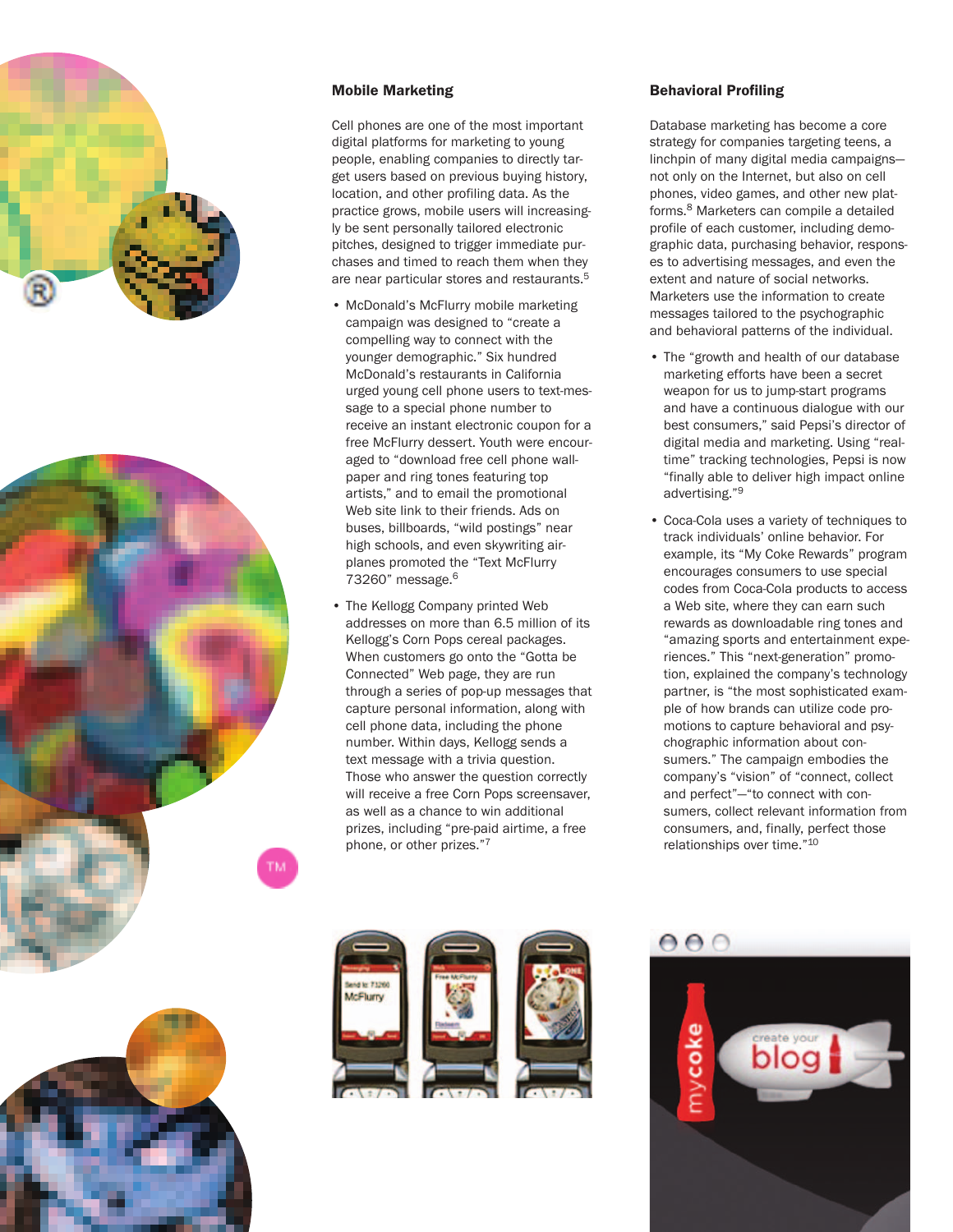### Mobile Marketing

Cell phones are one of the most important digital platforms for marketing to young people, enabling companies to directly target users based on previous buying history, location, and other profiling data. As the practice grows, mobile users will increasingly be sent personally tailored electronic pitches, designed to trigger immediate purchases and timed to reach them when they are near particular stores and restaurants.[5]

- McDonald's McFlurry mobile marketing campaign was designed to "create a compelling way to connect with the younger demographic." Six hundred McDonald's restaurants in California urged young cell phone users to text-message to a special phone number to receive an instant electronic coupon for a free McFlurry dessert. Youth were encouraged to "download free cell phone wallpaper and ring tones featuring top artists," and to email the promotional Web site link to their friends. Ads on buses, billboards, "wild postings" near high schools, and even skywriting airplanes promoted the "Text McFlurry 73260" message.[6]
- The Kellogg Company printed Web addresses on more than 6.5 million of its Kellogg's Corn Pops cereal packages. When customers go onto the "Gotta be Connected" Web page, they are run through a series of pop-up messages that capture personal information, along with cell phone data, including the phone number. Within days, Kellogg sends a text message with a trivia question. Those who answer the question correctly will receive a free Corn Pops screensaver, as well as a chance to win additional prizes, including "pre-paid airtime, a free phone, or other prizes."[7]

### Behavioral Profiling

Database marketing has become a core strategy for companies targeting teens, a linchpin of many digital media campaigns—not only on the Internet, but also on cell phones, video games, and other new platforms.[8] Marketers can compile a detailed profile of each customer, including demographic data, purchasing behavior, responses to advertising messages, and even the extent and nature of social networks. Marketers use the information to create messages tailored to the psychographic and behavioral patterns of the individual.

- The "growth and health of our database marketing efforts have been a secret weapon for us to jump-start programs and have a continuous dialogue with our best consumers," said Pepsi's director of digital media and marketing. Using "real-time" tracking technologies, Pepsi is now "finally able to deliver high impact online advertising."[9]
- Coca-Cola uses a variety of techniques to track individuals' online behavior. For example, its "My Coke Rewards" program encourages consumers to use special codes from Coca-Cola products to access a Web site, where they can earn such rewards as downloadable ring tones and "amazing sports and entertainment experiences." This "next-generation" promotion, explained the company's technology partner, is "the most sophisticated example of how brands can utilize code promotions to capture behavioral and psychographic information about consumers." The campaign embodies the company's "vision" of "connect, collect and perfect"—"to connect with consumers, collect relevant information from consumers, and, finally, perfect those relationships over time."[10]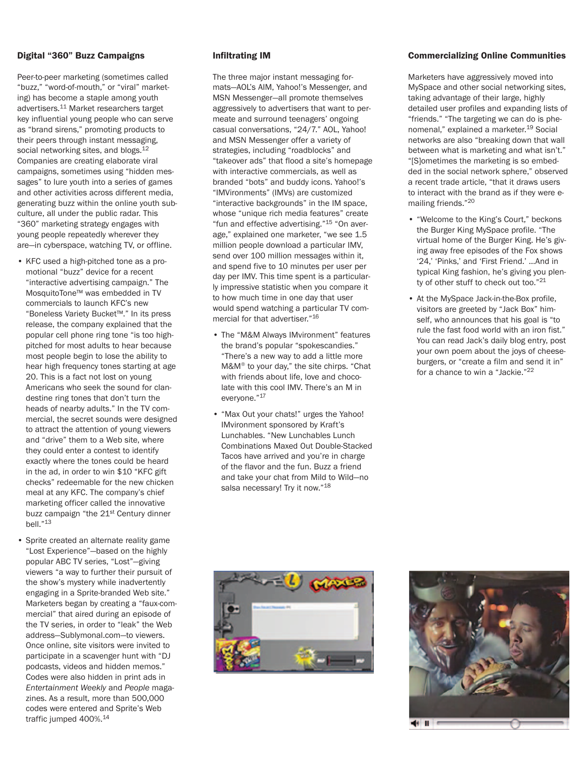### Digital "360" Buzz Campaigns

Peer-to-peer marketing (sometimes called "buzz," "word-of-mouth," or "viral" marketing) has become a staple among youth advertisers.[11] Market researchers target key influential young people who can serve as "brand sirens," promoting products to their peers through instant messaging, social networking sites, and blogs.[12] Companies are creating elaborate viral campaigns, sometimes using "hidden messages" to lure youth into a series of games and other activities across different media, generating buzz within the online youth subculture, all under the public radar. This "360" marketing strategy engages with young people repeatedly wherever they are—in cyberspace, watching TV, or offline.

- KFC used a high-pitched tone as a promotional "buzz" device for a recent "interactive advertising campaign." The MosquitoTone™ was embedded in TV commercials to launch KFC's new "Boneless Variety Bucket™." In its press release, the company explained that the popular cell phone ring tone "is too high-pitched for most adults to hear because most people begin to lose the ability to hear high frequency tones starting at age 20. This is a fact not lost on young Americans who seek the sound for clandestine ring tones that don't turn the heads of nearby adults." In the TV commercial, the secret sounds were designed to attract the attention of young viewers and "drive" them to a Web site, where they could enter a contest to identify exactly where the tones could be heard in the ad, in order to win $10 "KFC gift checks" redeemable for the new chicken meal at any KFC. The company's chief marketing officer called the innovative buzz campaign "the 21st Century dinner bell."[13]
- Sprite created an alternate reality game "Lost Experience"—based on the highly popular ABC TV series, "Lost"—giving viewers "a way to further their pursuit of the show's mystery while inadvertently engaging in a Sprite-branded Web site." Marketers began by creating a "faux-commercial" that aired during an episode of the TV series, in order to "leak" the Web address—Sublymonal.com—to viewers. Once online, site visitors were invited to participate in a scavenger hunt with "DJ podcasts, videos and hidden memos." Codes were also hidden in print ads in *Entertainment Weekly* and *People* magazines. As a result, more than 500,000 codes were entered and Sprite's Web traffic jumped 400%.[14]

### Infiltrating IM

The three major instant messaging formats—AOL's AIM, Yahoo!'s Messenger, and MSN Messenger—all promote themselves aggressively to advertisers that want to permeate and surround teenagers' ongoing casual conversations, "24/7." AOL, Yahoo! and MSN Messenger offer a variety of strategies, including "roadblocks" and "takeover ads" that flood a site's homepage with interactive commercials, as well as branded "bots" and buddy icons. Yahoo!'s "IMVironments" (IMVs) are customized "interactive backgrounds" in the IM space, whose "unique rich media features" create "fun and effective advertising."[15] "On average," explained one marketer, "we see 1.5 million people download a particular IMV, send over 100 million messages within it, and spend five to 10 minutes per user per day per IMV. This time spent is a particularly impressive statistic when you compare it to how much time in one day that user would spend watching a particular TV commercial for that advertiser."[16]

- The "M&M Always IMvironment" features the brand's popular "spokescandies." "There's a new way to add a little more M&M® to your day," the site chirps. "Chat with friends about life, love and chocolate with this cool IMV. There's an M in everyone."[17]
- "Max Out your chats!" urges the Yahoo! IMvironment sponsored by Kraft's Lunchables. "New Lunchables Lunch Combinations Maxed Out Double-Stacked Tacos have arrived and you're in charge of the flavor and the fun. Buzz a friend and take your chat from Mild to Wild—no salsa necessary! Try it now."[18]

### Commercializing Online Communities

Marketers have aggressively moved into MySpace and other social networking sites, taking advantage of their large, highly detailed user profiles and expanding lists of "friends." "The targeting we can do is phenomenal," explained a marketer.[19] Social networks are also "breaking down that wall between what is marketing and what isn't." "[S]ometimes the marketing is so embedded in the social network sphere," observed a recent trade article, "that it draws users to interact with the brand as if they were e-mailing friends."[20]

- "Welcome to the King's Court," beckons the Burger King MySpace profile. "The virtual home of the Burger King. He's giving away free episodes of the Fox shows '24,' 'Pinks,' and 'First Friend.' ...And in typical King fashion, he's giving you plenty of other stuff to check out too."[21]
- At the MySpace Jack-in-the-Box profile, visitors are greeted by "Jack Box" himself, who announces that his goal is "to rule the fast food world with an iron fist." You can read Jack's daily blog entry, post your own poem about the joys of cheeseburgers, or "create a film and send it in" for a chance to win a "Jackie."[22]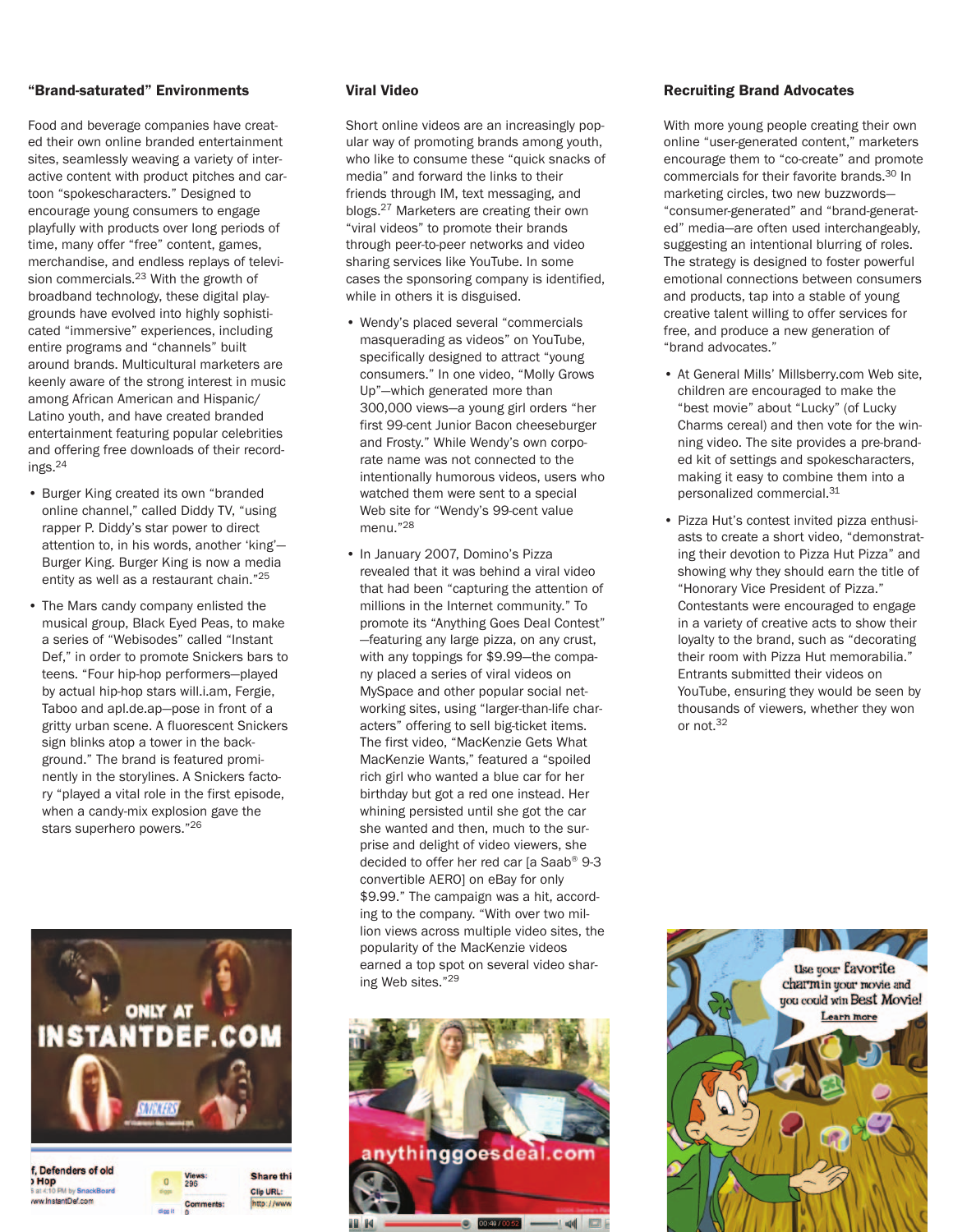### "Brand-saturated" Environments

Food and beverage companies have created their own online branded entertainment sites, seamlessly weaving a variety of interactive content with product pitches and cartoon "spokescharacters." Designed to encourage young consumers to engage playfully with products over long periods of time, many offer "free" content, games, merchandise, and endless replays of television commercials.[23] With the growth of broadband technology, these digital playgrounds have evolved into highly sophisticated "immersive" experiences, including entire programs and "channels" built around brands. Multicultural marketers are keenly aware of the strong interest in music among African American and Hispanic/Latino youth, and have created branded entertainment featuring popular celebrities and offering free downloads of their recordings.[24]

- Burger King created its own "branded online channel," called Diddy TV, "using rapper P. Diddy's star power to direct attention to, in his words, another 'king'—Burger King. Burger King is now a media entity as well as a restaurant chain."[25]
- The Mars candy company enlisted the musical group, Black Eyed Peas, to make a series of "Webisodes" called "Instant Def," in order to promote Snickers bars to teens. "Four hip-hop performers—played by actual hip-hop stars will.i.am, Fergie, Taboo and apl.de.ap—pose in front of a gritty urban scene. A fluorescent Snickers sign blinks atop a tower in the background." The brand is featured prominently in the storylines. A Snickers factory "played a vital role in the first episode, when a candy-mix explosion gave the stars superhero powers."[26]

### Viral Video

Short online videos are an increasingly popular way of promoting brands among youth, who like to consume these "quick snacks of media" and forward the links to their friends through IM, text messaging, and blogs.[27] Marketers are creating their own "viral videos" to promote their brands through peer-to-peer networks and video sharing services like YouTube. In some cases the sponsoring company is identified, while in others it is disguised.

- Wendy's placed several "commercials masquerading as videos" on YouTube, specifically designed to attract "young consumers." In one video, "Molly Grows Up"—which generated more than 300,000 views—a young girl orders "her first 99-cent Junior Bacon cheeseburger and Frosty." While Wendy's own corporate name was not connected to the intentionally humorous videos, users who watched them were sent to a special Web site for "Wendy's 99-cent value menu."[28]
- In January 2007, Domino's Pizza revealed that it was behind a viral video that had been "capturing the attention of millions in the Internet community." To promote its "Anything Goes Deal Contest" —featuring any large pizza, on any crust, with any toppings for $9.99—the company placed a series of viral videos on MySpace and other popular social networking sites, using "larger-than-life characters" offering to sell big-ticket items. The first video, "MacKenzie Gets What MacKenzie Wants," featured a "spoiled rich girl who wanted a blue car for her birthday but got a red one instead. Her whining persisted until she got the car she wanted and then, much to the surprise and delight of video viewers, she decided to offer her red car [a Saab® 9-3 convertible AERO] on eBay for only $9.99." The campaign was a hit, according to the company. "With over two million views across multiple video sites, the popularity of the MacKenzie videos earned a top spot on several video sharing Web sites."[29]

### Recruiting Brand Advocates

With more young people creating their own online "user-generated content," marketers encourage them to "co-create" and promote commercials for their favorite brands.[30] In marketing circles, two new buzzwords—"consumer-generated" and "brand-generated" media—are often used interchangeably, suggesting an intentional blurring of roles. The strategy is designed to foster powerful emotional connections between consumers and products, tap into a stable of young creative talent willing to offer services for free, and produce a new generation of "brand advocates."

- At General Mills' Millsberry.com Web site, children are encouraged to make the "best movie" about "Lucky" (of Lucky Charms cereal) and then vote for the winning video. The site provides a pre-branded kit of settings and spokescharacters, making it easy to combine them into a personalized commercial.[31]
- Pizza Hut's contest invited pizza enthusiasts to create a short video, "demonstrating their devotion to Pizza Hut Pizza" and showing why they should earn the title of "Honorary Vice President of Pizza." Contestants were encouraged to engage in a variety of creative acts to show their loyalty to the brand, such as "decorating their room with Pizza Hut memorabilia." Entrants submitted their videos on YouTube, ensuring they would be seen by thousands of viewers, whether they won or not.[32]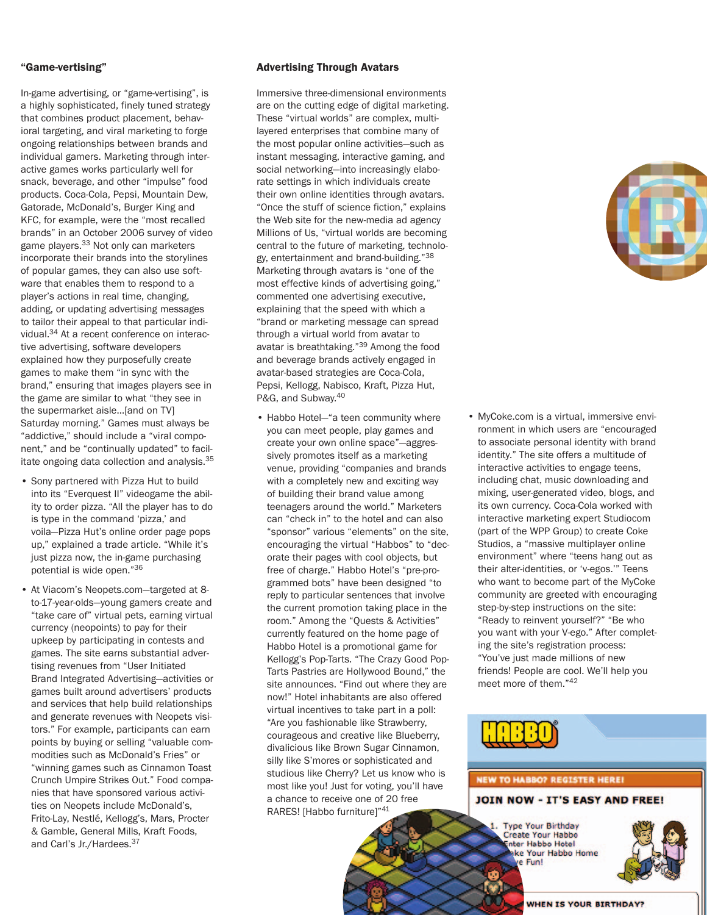### "Game-vertising"

In-game advertising, or "game-vertising", is a highly sophisticated, finely tuned strategy that combines product placement, behavioral targeting, and viral marketing to forge ongoing relationships between brands and individual gamers. Marketing through interactive games works particularly well for snack, beverage, and other "impulse" food products. Coca-Cola, Pepsi, Mountain Dew, Gatorade, McDonald's, Burger King and KFC, for example, were the "most recalled brands" in an October 2006 survey of video game players.[33] Not only can marketers incorporate their brands into the storylines of popular games, they can also use software that enables them to respond to a player's actions in real time, changing, adding, or updating advertising messages to tailor their appeal to that particular individual.[34] At a recent conference on interactive advertising, software developers explained how they purposefully create games to make them "in sync with the brand," ensuring that images players see in the game are similar to what "they see in the supermarket aisle...[and on TV] Saturday morning." Games must always be "addictive," should include a "viral component," and be "continually updated" to facilitate ongoing data collection and analysis.[35]

- Sony partnered with Pizza Hut to build into its "Everquest II" videogame the ability to order pizza. "All the player has to do is type in the command 'pizza,' and voila—Pizza Hut's online order page pops up," explained a trade article. "While it's just pizza now, the in-game purchasing potential is wide open."[36]

- At Viacom's Neopets.com—targeted at 8-to-17-year-olds—young gamers create and "take care of" virtual pets, earning virtual currency (neopoints) to pay for their upkeep by participating in contests and games. The site earns substantial advertising revenues from "User Initiated Brand Integrated Advertising—activities or games built around advertisers' products and services that help build relationships and generate revenues with Neopets visitors." For example, participants can earn points by buying or selling "valuable commodities such as McDonald's Fries" or "winning games such as Cinnamon Toast Crunch Umpire Strikes Out." Food companies that have sponsored various activities on Neopets include McDonald's, Frito-Lay, Nestlé, Kellogg's, Mars, Procter & Gamble, General Mills, Kraft Foods, and Carl's Jr./Hardees.[37]

### Advertising Through Avatars

Immersive three-dimensional environments are on the cutting edge of digital marketing. These "virtual worlds" are complex, multi-layered enterprises that combine many of the most popular online activities—such as instant messaging, interactive gaming, and social networking—into increasingly elaborate settings in which individuals create their own online identities through avatars. "Once the stuff of science fiction," explains the Web site for the new-media ad agency Millions of Us, "virtual worlds are becoming central to the future of marketing, technology, entertainment and brand-building."[38] Marketing through avatars is "one of the most effective kinds of advertising going," commented one advertising executive, explaining that the speed with which a "brand or marketing message can spread through a virtual world from avatar to avatar is breathtaking."[39] Among the food and beverage brands actively engaged in avatar-based strategies are Coca-Cola, Pepsi, Kellogg, Nabisco, Kraft, Pizza Hut, P&G, and Subway.[40]

- Habbo Hotel—"a teen community where you can meet people, play games and create your own online space"—aggressively promotes itself as a marketing venue, providing "companies and brands with a completely new and exciting way of building their brand value among teenagers around the world." Marketers can "check in" to the hotel and can also "sponsor" various "elements" on the site, encouraging the virtual "Habbos" to "decorate their pages with cool objects, but free of charge." Habbo Hotel's "pre-programmed bots" have been designed "to reply to particular sentences that involve the current promotion taking place in the room." Among the "Quests & Activities" currently featured on the home page of Habbo Hotel is a promotional game for Kellogg's Pop-Tarts. "The Crazy Good Pop-Tarts Pastries are Hollywood Bound," the site announces. "Find out where they are now!" Hotel inhabitants are also offered virtual incentives to take part in a poll: "Are you fashionable like Strawberry, courageous and creative like Blueberry, divalicious like Brown Sugar Cinnamon, silly like S'mores or sophisticated and studious like Cherry? Let us know who is most like you! Just for voting, you'll have a chance to receive one of 20 free RARES! [Habbo furniture]"[41]

- MyCoke.com is a virtual, immersive environment in which users are "encouraged to associate personal identity with brand identity." The site offers a multitude of interactive activities to engage teens, including chat, music downloading and mixing, user-generated video, blogs, and its own currency. Coca-Cola worked with interactive marketing expert Studiocom (part of the WPP Group) to create Coke Studios, a "massive multiplayer online environment" where "teens hang out as their alter-identities, or 'v-egos.'" Teens who want to become part of the MyCoke community are greeted with encouraging step-by-step instructions on the site: "Ready to reinvent yourself?" "Be who you want with your V-ego." After completing the site's registration process: "You've just made millions of new friends! People are cool. We'll help you meet more of them."[42]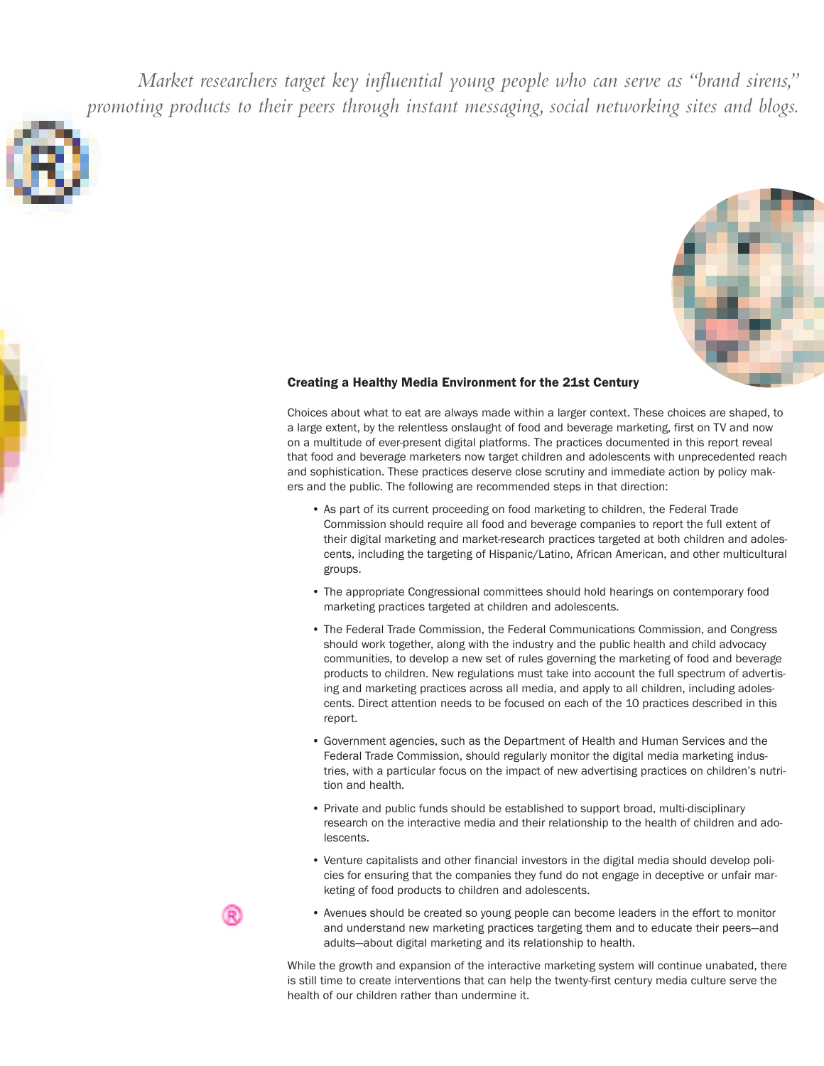*Market researchers target key influential young people who can serve as "brand sirens," promoting products to their peers through instant messaging, social networking sites and blogs.*

## Creating a Healthy Media Environment for the 21st Century

Choices about what to eat are always made within a larger context. These choices are shaped, to a large extent, by the relentless onslaught of food and beverage marketing, first on TV and now on a multitude of ever-present digital platforms. The practices documented in this report reveal that food and beverage marketers now target children and adolescents with unprecedented reach and sophistication. These practices deserve close scrutiny and immediate action by policy makers and the public. The following are recommended steps in that direction:

- As part of its current proceeding on food marketing to children, the Federal Trade Commission should require all food and beverage companies to report the full extent of their digital marketing and market-research practices targeted at both children and adolescents, including the targeting of Hispanic/Latino, African American, and other multicultural groups.
- The appropriate Congressional committees should hold hearings on contemporary food marketing practices targeted at children and adolescents.
- The Federal Trade Commission, the Federal Communications Commission, and Congress should work together, along with the industry and the public health and child advocacy communities, to develop a new set of rules governing the marketing of food and beverage products to children. New regulations must take into account the full spectrum of advertising and marketing practices across all media, and apply to all children, including adolescents. Direct attention needs to be focused on each of the 10 practices described in this report.
- Government agencies, such as the Department of Health and Human Services and the Federal Trade Commission, should regularly monitor the digital media marketing industries, with a particular focus on the impact of new advertising practices on children's nutrition and health.
- Private and public funds should be established to support broad, multi-disciplinary research on the interactive media and their relationship to the health of children and adolescents.
- Venture capitalists and other financial investors in the digital media should develop policies for ensuring that the companies they fund do not engage in deceptive or unfair marketing of food products to children and adolescents.
- Avenues should be created so young people can become leaders in the effort to monitor and understand new marketing practices targeting them and to educate their peers—and adults—about digital marketing and its relationship to health.

While the growth and expansion of the interactive marketing system will continue unabated, there is still time to create interventions that can help the twenty-first century media culture serve the health of our children rather than undermine it.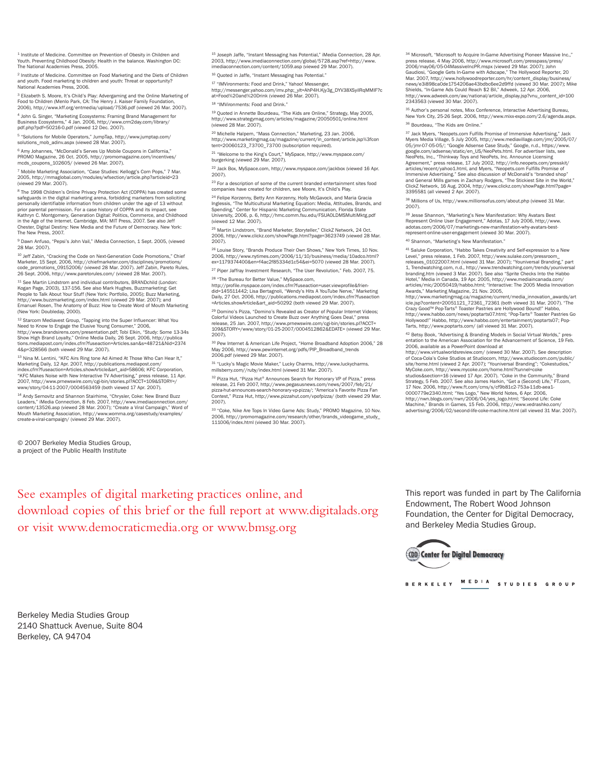1 Institute of Medicine. Committee on Prevention of Obesity in Children and Youth. Preventing Childhood Obesity: Health in the balance. Washington DC: The National Academies Press, 2005.

2 Institute of Medicine. Committee on Food Marketing and the Diets of Children and youth. Food marketing to children and youth: Threat or opportunity? National Academies Press, 2006.

3 Elizabeth S. Moore, It's Child's Play: Advergaming and the Online Marketing of Food to Children (Menlo Park, CA: The Henry J. Kaiser Family Foundation, 2006), http://www.kff.org/entmedia/upload/7536.pdf (viewed 26 Mar. 2007).

4 John G. Singer, "Marketing Ecosystems: Framing Brand Management for Business Ecosystems," 4 Jan. 2006, http://www.crm2day.com/library/pdf.php?pdf=50216-0.pdf (viewed 12 Dec. 2007).

5 "Solutions for Mobile Operators," JumpTap, http://www.jumptap.com/solutions_mob_adinv.aspx (viewed 28 Mar. 2007).

6 Amy Johannes, "McDonald's Serves Up Mobile Coupons in California," PROMO Magazine, 26 Oct. 2005, http://promomagazine.com/incentives/mcds_coupons_102605/ (viewed 26 Mar. 2007).

7 Mobile Marketing Association, "Case Studies: Kellogg's Corn Pops," 7 Mar. 2005, http://mmaglobal.com/modules/wfsection/article.php?articleid=23 (viewed 29 Mar. 2007).

8 The 1998 Children's Online Privacy Protection Act (COPPA) has created some safeguards in the digital marketing arena, forbidding marketers from soliciting personally identifiable information from children under the age of 13 without prior parental permission. For a case history of COPPA and its impact, see Kathryn C. Montgomery, Generation Digital: Politics, Commerce, and Childhood in the Age of the Internet. Cambridge, MA: MIT Press, 2007. See also Jeff Chester, Digital Destiny: New Media and the Future of Democracy. New York: The New Press, 2007.

9 Dawn Anfuso, "Pepsi's John Vail," iMedia Connection, 1 Sept. 2005, (viewed 28 Mar. 2007).

10 Jeff Zabin, "Cracking the Code on Next-Generation Code Promotions," Chief Marketer, 15 Sept. 2006, http://chiefmarketer.com/disciplines/promotions/code_promotions_09152006/ (viewed 28 Mar. 2007). Jeff Zabin, Pareto Rules, 26 Sept. 2006, http://www.paretorules.com/ (viewed 28 Mar. 2007).

11 See Martin Lindstrom and individual contributors, BRANDchild (London: Kogan Page, 2003), 137-156. See also Mark Hughes, Buzzmarketing: Get People to Talk About Your Stuff (New York: Portfolio, 2005); Buzz Marketing, http://www.buzzmarketing.com/index.html (viewed 29 Mar. 2007); and Emanuel Rosen, The Anatomy of Buzz: How to Create Word of Mouth Marketing (New York: Doubleday, 2000).

12 Starcom Mediavest Group, "Tapping into the Super Influencer: What You Need to Know to Engage the Elusive Young Consumer," 2006, http://www.brandsirens.com/presentation.pdf; Tobi Elkin, "Study: Some 13-34s Show High Brand Loyalty," Online Media Daily, 26 Sept. 2006, http://publications.mediapost.com/index.cfm?fuseaction=Articles.san&s=48721&Nid=23744&p=328566 (both viewed 29 Mar. 2007).

13 Nina M. Lentini, "KFC Airs Ring tone Ad Aimed At Those Who Can Hear It," Marketing Daily, 12 Apr. 2007, http://publications.mediapost.com/index.cfm?fuseaction=Articles.showArticle&art_aid=58606; KFC Corporation, "KFC Makes Noise with New Interactive TV Advertising," press release, 11 Apr. 2007, http://www.prnewswire.com/cgi-bin/stories.pl?ACCT=109&STORY=/www/story/04-11-2007/0004563459 (both viewed 17 Apr. 2007).

14 Andy Sernovitz and Shannon Stairhime, "Chrysler, Coke: New Brand Buzz Leaders," iMedia Connection, 8 Feb. 2007, http://www.imediaconnection.com/content/13526.asp (viewed 28 Mar. 2007); "Create a Viral Campaign," Word of Mouth Marketing Association, http://www.womma.org/casestudy/examples/create-a-viral-campaign/ (viewed 29 Mar. 2007).

15 Joseph Jaffe, "Instant Messaging has Potential," iMedia Connection, 28 Apr. 2003, http://www.imediaconnection.com/global/5728.asp?ref=http://www.imediaconnection.com/content/1059.asp (viewed 29 Mar. 2007).

16 Quoted in Jaffe, "Instant Messaging has Potential."

17 "IMVironments: Food and Drink," Yahoo! Messenger, http://messenger.yahoo.com/imv.php;_ylt=AhP4H.Kjy3g_DYV38XSyilRqMMIF?cat=Food%20and%20Drink (viewed 26 Mar. 2007).

18 "IMVironments: Food and Drink."

19 Quoted in Annette Bourdeau, "The Kids are Online," Strategy, May 2005, http://www.strategymag.com/articles/magazine/20050501/online.html (viewed 28 Mar. 2007).

20 Michelle Halpern, "Mass Connection," Marketing, 23 Jan. 2006, http://www.marketingmag.ca/magazine/current/in_context/article.jsp%3fcontent=20060123_73700_73700 (subscription required).

21 "Welcome to the King's Court," MySpace, http://www.myspace.com/burgerking (viewed 29 Mar. 2007).

22 Jack Box, MySpace.com, http://www.myspace.com/jackbox (viewed 16 Apr. 2007).

23 For a description of some of the current branded entertainment sites food companies have created for children, see Moore, It's Child's Play.

24 Felipe Korzenny, Betty Ann Korzenny, Holly McGavock, and Maria Gracia Inglessis, "The Multicultural Marketing Equation: Media, Attitudes, Brands, and Spending," Center for Hispanic Marketing Communication, Florida State University, 2006, p. 6, http://hmc.comm.fsu.edu/FSUAOLDMSMultiMktg.pdf (viewed 12 Mar. 2007).

25 Martin Lindstrom, "Brand Marketer, Storyteller," ClickZ Network, 24 Oct. 2006, http://www.clickz.com/showPage.html?page=3623749 (viewed 28 Mar. 2007).

26 Louise Story, "Brands Produce Their Own Shows," New York Times, 10 Nov. 2006, http://www.nytimes.com/2006/11/10/business/media/10adco.html?ex=1179374400&en=f4ac2f85334d1c54&ei=5070 (viewed 28 Mar. 2007).

27 Piper Jaffray Investment Research, "The User Revolution," Feb. 2007, 75.

28 "The Bureau for Better Value," MySpace.com, http://profile.myspace.com/index.cfm?fuseaction=user.viewprofile&friendid=145511442; Lisa Bertagnoli, "Wendy's Hits A YouTube Nerve," Marketing Daily, 27 Oct. 2006, http://publications.mediapost.com/index.cfm?fuseaction=Articles.showArticle&art_aid=50292 (both viewed 29 Mar. 2007).

29 Domino's Pizza, "Domino's Revealed as Creator of Popular Internet Videos; Colorful Videos Launched to Create Buzz over Anything Goes Deal," press release, 25 Jan. 2007, http://www.prnewswire.com/cgi-bin/stories.pl?ACCT=109&STORY=/www/story/01-25-2007/0004512862&EDATE= (viewed 29 Mar. 2007).

30 Pew Internet & American Life Project, "Home Broadband Adoption 2006," 28 May 2006, http://www.pewinternet.org/pdfs/PIP_Broadband_trends2006.pdf (viewed 29 Mar. 2007).

31 "Lucky's Magic Movie Maker," Lucky Charms, http://www.luckycharms.millsberry.com//ruby/index.html (viewed 31 Mar. 2007).

32 Pizza Hut, "Pizza Hut® Announces Search for Honorary VP of Pizza," press release, 21 Feb 2007, http://www.pegasusnews.com/news/2007/feb/21/pizza-hut-announces-search-honorary-vp-pizza/; "America's Favorite Pizza Fan Contest," Pizza Hut, http://www.pizzahut.com/vpofpizza/ (both viewed 29 Mar. 2007).

33 "Coke, Nike Are Tops In Video Game Ads: Study," PROMO Magazine, 10 Nov. 2006, http://promomagazine.com/research/other/brands_videogame_study_111006/index.html (viewed 30 Mar. 2007).

34 Microsoft, "Microsoft to Acquire In-Game Advertising Pioneer Massive Inc.," press release, 4 May 2006, http://www.microsoft.com/presspass/press/2006/may06/05-04MassiveIncPR.mspx (viewed 29 Mar. 2007); John Gaudiosi, "Google Gets In-Game with Adscape," The Hollywood Reporter, 20 Mar. 2007, http://www.hollywoodreporter.com/hr/content_display/business/news/e3i898ca0de1754206ae43bdbc6ee2d9ffd (viewed 30 Mar. 2007); Mike Shields, "In-Game Ads Could Reach $2 Bil," Adweek, 12 Apr. 2006, http://www.adweek.com/aw/national/article_display.jsp?vnu_content_id=1002343563 (viewed 30 Mar. 2007).

35 Author's personal notes, Mixx Conference, Interactive Advertising Bureau, New York City, 25-26 Sept. 2006, http://www.mixx-expo.com/2.6/agenda.aspx.

36 Bourdeau, "The Kids are Online."

37 Jack Myers, "Neopets.com Fulfills Promise of Immersive Advertising," Jack Myers Media Village, 5 July 2005, http://www.mediavillage.com/jmr/2005/07/05/jmr-07-05-05/; "Google Adsense Case Study," Google, n.d., https://www.google.com/adsense/static/en_US/NeoPets.html. For advertiser lists, see NeoPets, Inc., "Thinkway Toys and NeoPets, Inc. Announce Licensing Agreement," press release, 17 July 2002, http://info.neopets.com/presskit/articles/recent/yahoo1.html, and Myers, "Neopets.com Fulfills Promise of Immersive Advertising." See also discussion of McDonald's "branded shop" and General Mills games in Zachary Rodgers, "The Stickiest Site in the World," ClickZ Network, 16 Aug. 2004, http://www.clickz.com/showPage.html?page=3395581 (all viewed 2 Apr. 2007).

38 Millions of Us, http://www.millionsofus.com/about.php (viewed 31 Mar. 2007).

39 Jesse Shannon, "Marketing's New Manifestation: Why Avatars Best Represent Online User Engagement," Adotas, 17 July 2006, http://www.adotas.com/2006/07/marketings-new-manifestation-why-avatars-best-represent-online-user-engagement (viewed 30 Mar. 2007).

40 Shannon, "Marketing's New Manifestation."

41 Saluke Corporation, "Habbo Takes Creativity and Self-expression to a New Level," press release, 1 Feb. 2007, http://www.sulake.com/pressroom_releases_01022007.html (viewed 31 Mar. 2007); "Youniversal Branding," part 1, Trendwatching.com, n.d., http://www.trendwatching.com/trends/youniversalbranding.htm (viewed 3 Mar. 2007). See also "Sprite Checks Into the Habbo Hotel," Media in Canada, 19 Apr. 2005, http://www.mediaincanada.com/articles/mic/20050419/habbo.html; "Interactive: The 2005 Media Innovation Awards," Marketing Magazine, 21 Nov. 2005, http://www.marketingmag.ca/magazine/current/media_innovation_awards/article.jsp?content=20051121_72361_72361 (both viewed 31 Mar. 2007). "The Crazy Good™ Pop-Tarts® Toaster Pastries are Hollywood Bound!" Habbo, http://www.habbo.com/news/poptarts07.html; "Pop-Tarts® Toaster Pastries Go Hollywood!" Habbo, http://www.habbo.com/entertainment/poptarts07; Pop-Tarts, http://www.poptarts.com/ (all viewed 31 Mar. 2007).

42 Betsy Book, "Advertising & Branding Models in Social Virtual Worlds," presentation to the American Association for the Advancement of Science, 19 Feb. 2006, available as a PowerPoint download at http://www.virtualworldsreview.com/ (viewed 30 Mar. 2007). See description of Coca-Cola's Coke Studios at Studiocom, http://www.studiocom.com/public/site/home.html (viewed 2 Apr. 2007); "Youniversal Branding"; "Cokestudios," MyCoke.com, http://www.mycoke.com/home.html?tunnel=coke studios&section=16 (viewed 17 Apr. 2007). "Coke in the Community," Brand Strategy, 5 Feb. 2007. See also James Harkin, "Get a (Second) Life," FT.com, 17 Nov. 2006, http://www.ft.com/cms/s/cf9b81c2-753a-11db-aea1-0000779e2340.html; "Yes Logo," New World Notes, 6 Apr. 2006, http://nwn.blogs.com/nwn/2006/04/yes_logo.html; "Second Life: Coke Machine," Brands in Games, 15 Feb. 2006, http://www.vedrashko.com/advertising/2006/02/second-life-coke-machine.html (all viewed 31 Mar. 2007).

© 2007 Berkeley Media Studies Group,
a project of the Public Health Institute

See examples of digital marketing practices online, and download copies of this brief or the full report at www.digitalads.org or visit www.democraticmedia.org or www.bmsg.org

This report was funded in part by The California Endowment, The Robert Wood Johnson Foundation, the Center for Digital Democracy, and Berkeley Media Studies Group.

CDD Center for Digital Democracy

BERKELEY MEDIA STUDIES GROUP

Berkeley Media Studies Group
2140 Shattuck Avenue, Suite 804
Berkeley, CA 94704